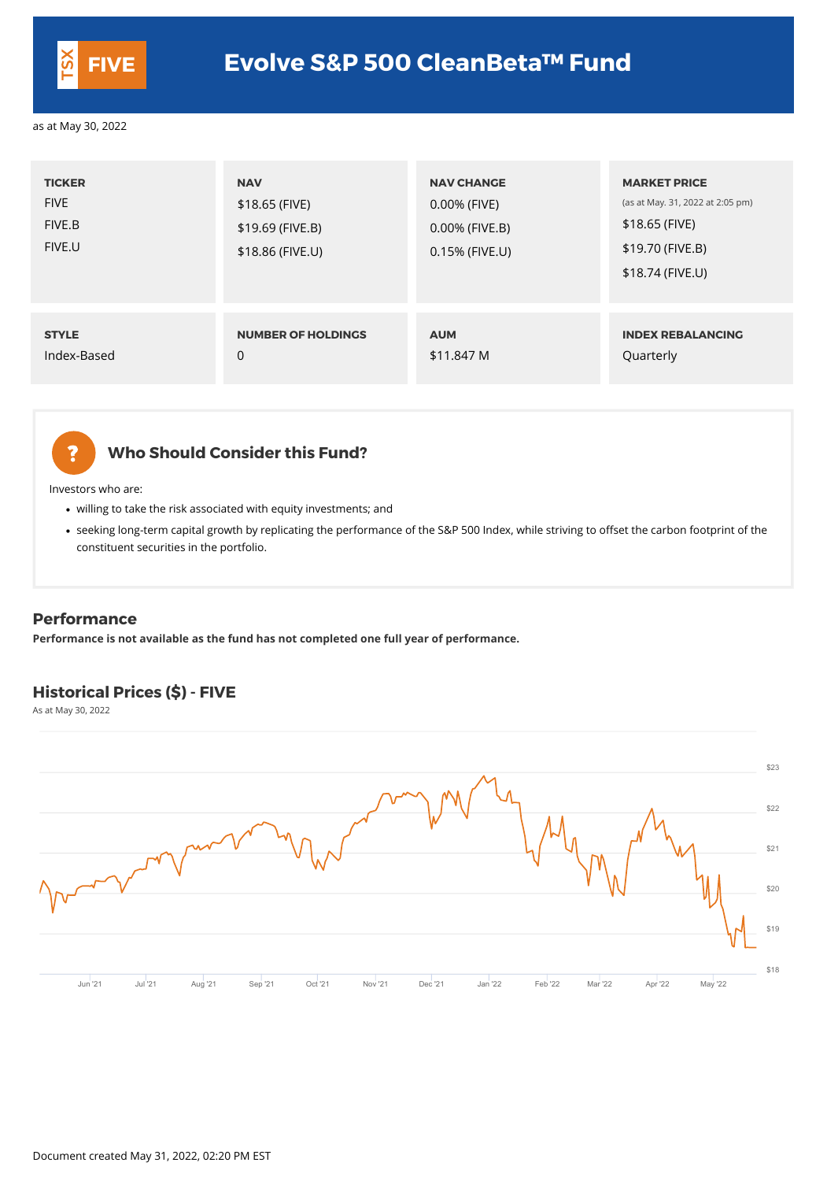TSX **FIVE**

# Evolve S&P 500 CleanBeta™ Fund

as at May 30, 2022

| TICKER | NAV | NAV CHANGE | MARKET PRICE (as at May. 31, 2022 at 2:05 pm) |
|---|---|---|---|
| FIVE | $18.65 (FIVE) | 0.00% (FIVE) | $18.65 (FIVE) |
| FIVE.B | $19.69 (FIVE.B) | 0.00% (FIVE.B) | $19.70 (FIVE.B) |
| FIVE.U | $18.86 (FIVE.U) | 0.15% (FIVE.U) | $18.74 (FIVE.U) |

| STYLE | NUMBER OF HOLDINGS | AUM | INDEX REBALANCING |
|---|---|---|---|
| Index-Based | 0 | $11.847 M | Quarterly |

## Who Should Consider this Fund?

Investors who are:

- willing to take the risk associated with equity investments; and
- seeking long-term capital growth by replicating the performance of the S&P 500 Index, while striving to offset the carbon footprint of the constituent securities in the portfolio.

## Performance

**Performance is not available as the fund has not completed one full year of performance.**

## Historical Prices ($) - FIVE

As at May 30, 2022

$23, $22, $21, $20, $19, $18

Jun '21, Jul '21, Aug '21, Sep '21, Oct '21, Nov '21, Dec '21, Jan '22, Feb '22, Mar '22, Apr '22, May '22

Document created May 31, 2022, 02:20 PM EST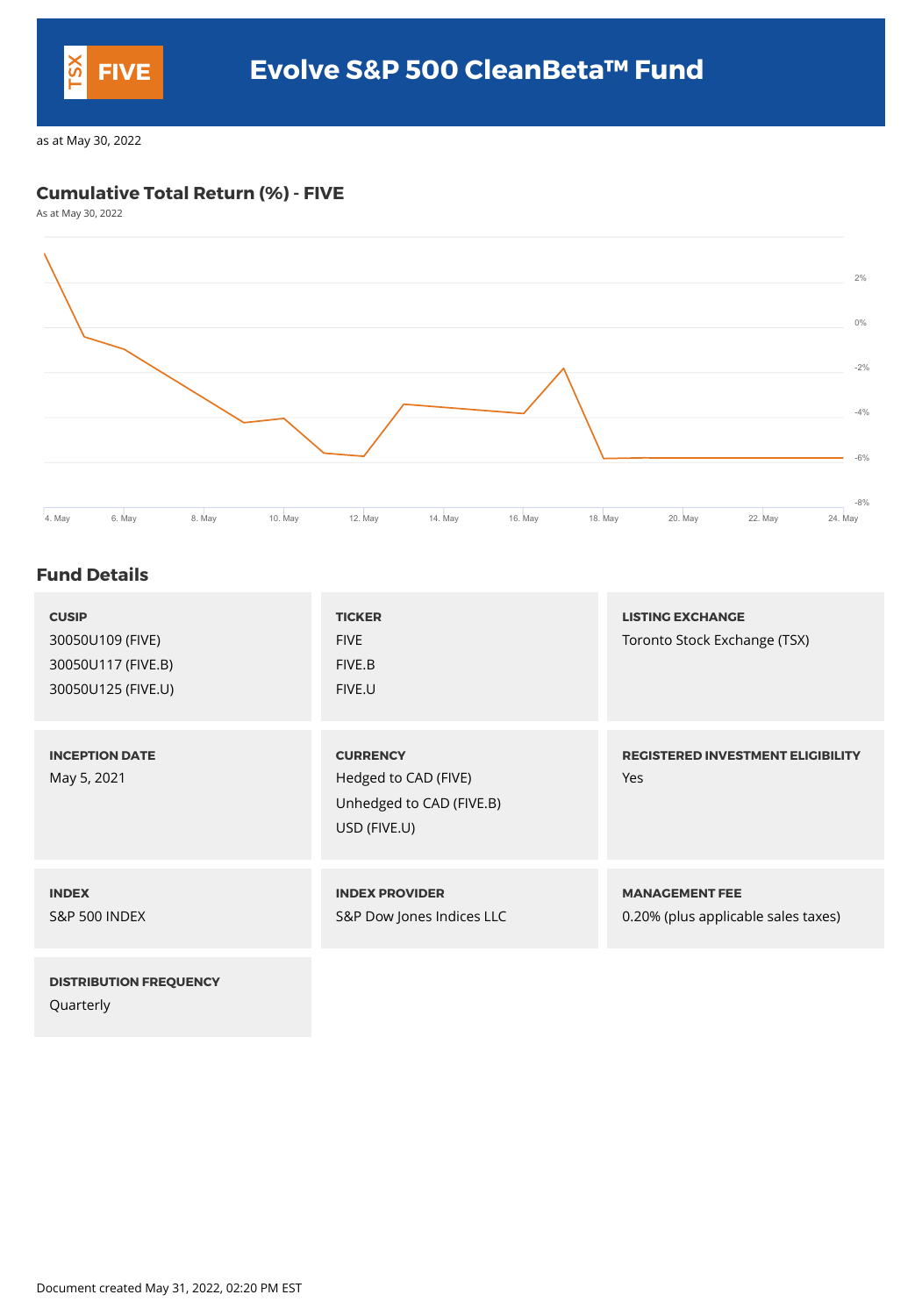# Evolve S&P 500 CleanBeta™ Fund

TSX FIVE

as at May 30, 2022

## Cumulative Total Return (%) - FIVE

As at May 30, 2022

## Fund Details

| | | |
|---|---|---|
| **CUSIP**<br>30050U109 (FIVE)<br>30050U117 (FIVE.B)<br>30050U125 (FIVE.U) | **TICKER**<br>FIVE<br>FIVE.B<br>FIVE.U | **LISTING EXCHANGE**<br>Toronto Stock Exchange (TSX) |
| **INCEPTION DATE**<br>May 5, 2021 | **CURRENCY**<br>Hedged to CAD (FIVE)<br>Unhedged to CAD (FIVE.B)<br>USD (FIVE.U) | **REGISTERED INVESTMENT ELIGIBILITY**<br>Yes |
| **INDEX**<br>S&P 500 INDEX | **INDEX PROVIDER**<br>S&P Dow Jones Indices LLC | **MANAGEMENT FEE**<br>0.20% (plus applicable sales taxes) |
| **DISTRIBUTION FREQUENCY**<br>Quarterly | | |

Document created May 31, 2022, 02:20 PM EST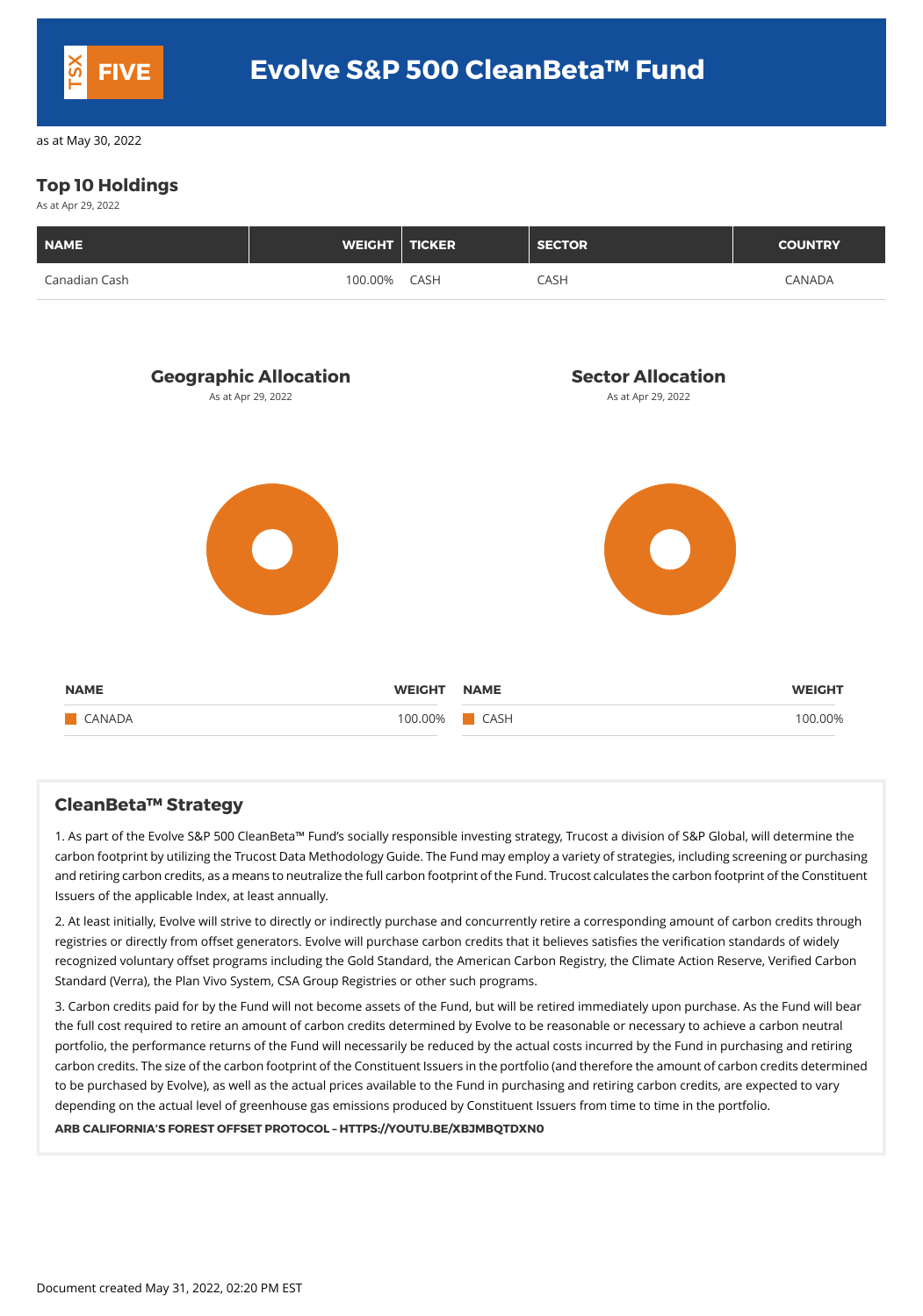TSX FIVE

# Evolve S&P 500 CleanBeta™ Fund

as at May 30, 2022

## Top 10 Holdings

As at Apr 29, 2022

| NAME | WEIGHT | TICKER | SECTOR | COUNTRY |
|---|---|---|---|---|
| Canadian Cash | 100.00% | CASH | CASH | CANADA |

### Geographic Allocation

As at Apr 29, 2022

| NAME | WEIGHT |
|---|---|
| CANADA | 100.00% |

### Sector Allocation

As at Apr 29, 2022

| NAME | WEIGHT |
|---|---|
| CASH | 100.00% |

## CleanBeta™ Strategy

1. As part of the Evolve S&P 500 CleanBeta™ Fund's socially responsible investing strategy, Trucost a division of S&P Global, will determine the carbon footprint by utilizing the Trucost Data Methodology Guide. The Fund may employ a variety of strategies, including screening or purchasing and retiring carbon credits, as a means to neutralize the full carbon footprint of the Fund. Trucost calculates the carbon footprint of the Constituent Issuers of the applicable Index, at least annually.

2. At least initially, Evolve will strive to directly or indirectly purchase and concurrently retire a corresponding amount of carbon credits through registries or directly from offset generators. Evolve will purchase carbon credits that it believes satisfies the verification standards of widely recognized voluntary offset programs including the Gold Standard, the American Carbon Registry, the Climate Action Reserve, Verified Carbon Standard (Verra), the Plan Vivo System, CSA Group Registries or other such programs.

3. Carbon credits paid for by the Fund will not become assets of the Fund, but will be retired immediately upon purchase. As the Fund will bear the full cost required to retire an amount of carbon credits determined by Evolve to be reasonable or necessary to achieve a carbon neutral portfolio, the performance returns of the Fund will necessarily be reduced by the actual costs incurred by the Fund in purchasing and retiring carbon credits. The size of the carbon footprint of the Constituent Issuers in the portfolio (and therefore the amount of carbon credits determined to be purchased by Evolve), as well as the actual prices available to the Fund in purchasing and retiring carbon credits, are expected to vary depending on the actual level of greenhouse gas emissions produced by Constituent Issuers from time to time in the portfolio.

**ARB CALIFORNIA'S FOREST OFFSET PROTOCOL – HTTPS://YOUTU.BE/XBJMBQTDXN0**

Document created May 31, 2022, 02:20 PM EST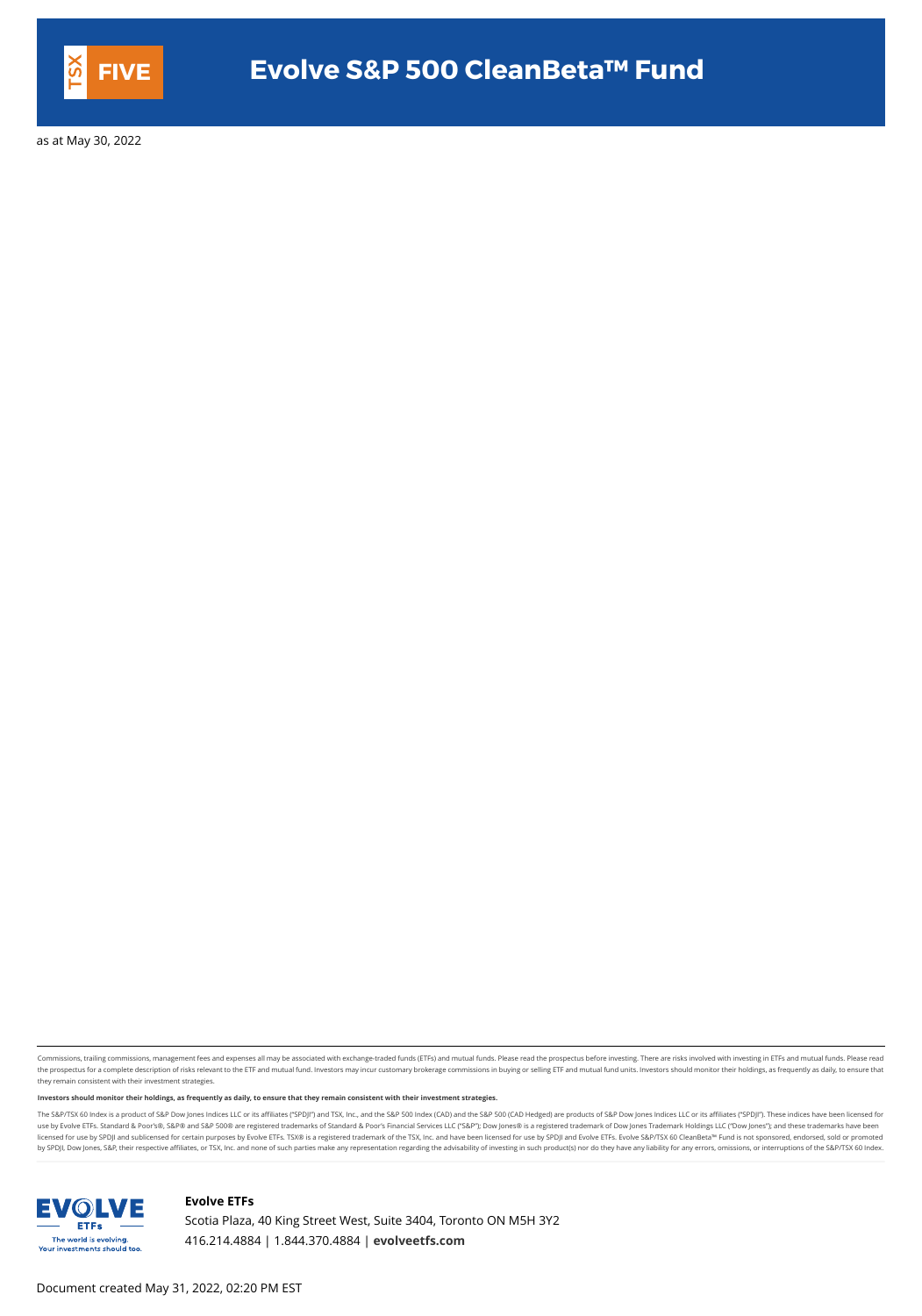# Evolve S&P 500 CleanBeta™ Fund

TSX FIVE

as at May 30, 2022

Commissions, trailing commissions, management fees and expenses all may be associated with exchange-traded funds (ETFs) and mutual funds. Please read the prospectus before investing. There are risks involved with investing in ETFs and mutual funds. Please read the prospectus for a complete description of risks relevant to the ETF and mutual fund. Investors may incur customary brokerage commissions in buying or selling ETF and mutual fund units. Investors should monitor their holdings, as frequently as daily, to ensure that they remain consistent with their investment strategies.

**Investors should monitor their holdings, as frequently as daily, to ensure that they remain consistent with their investment strategies.**

The S&P/TSX 60 Index is a product of S&P Dow Jones Indices LLC or its affiliates ("SPDJI") and TSX, Inc., and the S&P 500 Index (CAD) and the S&P 500 (CAD Hedged) are products of S&P Dow Jones Indices LLC or its affiliates ("SPDJI"). These indices have been licensed for use by Evolve ETFs. Standard & Poor's®, S&P® and S&P 500® are registered trademarks of Standard & Poor's Financial Services LLC ("S&P"); Dow Jones® is a registered trademark of Dow Jones Trademark Holdings LLC ("Dow Jones"); and these trademarks have been licensed for use by SPDJI and sublicensed for certain purposes by Evolve ETFs. TSX® is a registered trademark of the TSX, Inc. and have been licensed for use by SPDJI and Evolve ETFs. Evolve S&P/TSX 60 CleanBeta™ Fund is not sponsored, endorsed, sold or promoted by SPDJI, Dow Jones, S&P, their respective affiliates, or TSX, Inc. and none of such parties make any representation regarding the advisability of investing in such product(s) nor do they have any liability for any errors, omissions, or interruptions of the S&P/TSX 60 Index.

EVOLVE ETFs
The world is evolving. Your investments should too.

**Evolve ETFs**

Scotia Plaza, 40 King Street West, Suite 3404, Toronto ON M5H 3Y2

416.214.4884 | 1.844.370.4884 | **evolveetfs.com**

Document created May 31, 2022, 02:20 PM EST